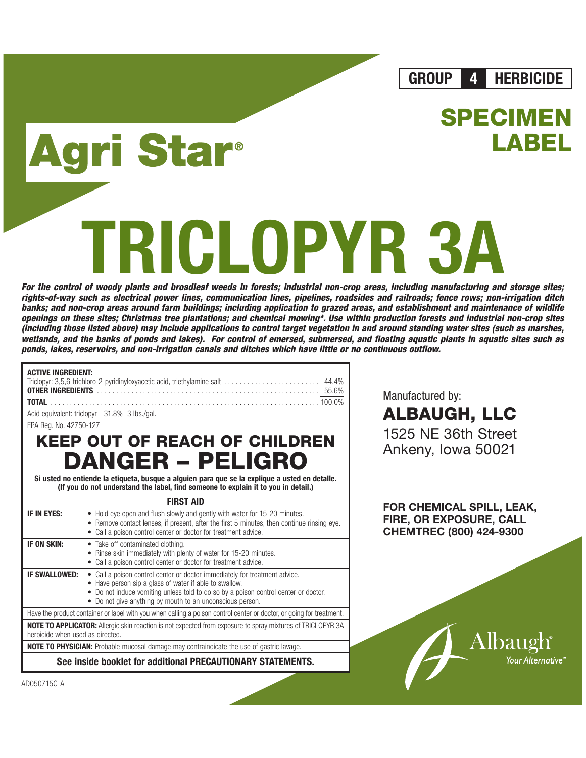**GROUP 4 HERBICIDE**

**SPECIMEN LABEL**

# Agri Star®

# TRICLOPYR 3A

***For the control of woody plants and broadleaf weeds in forests; industrial non-crop areas, including manufacturing and storage sites; rights-of-way such as electrical power lines, communication lines, pipelines, roadsides and railroads; fence rows; non-irrigation ditch banks; and non-crop areas around farm buildings; including application to grazed areas, and establishment and maintenance of wildlife openings on these sites; Christmas tree plantations; and chemical mowing\*. Use within production forests and industrial non-crop sites (including those listed above) may include applications to control target vegetation in and around standing water sites (such as marshes, wetlands, and the banks of ponds and lakes). For control of emersed, submersed, and floating aquatic plants in aquatic sites such as ponds, lakes, reservoirs, and non-irrigation canals and ditches which have little or no continuous outflow.***

| **ACTIVE INGREDIENT:** | |
|---|---|
| Triclopyr: 3,5,6-trichloro-2-pyridinyloxyacetic acid, triethylamine salt | 44.4% |
| **OTHER INGREDIENTS** | 55.6% |
| **TOTAL** | 100.0% |

Acid equivalent: triclopyr - 31.8% - 3 lbs./gal.

EPA Reg. No. 42750-127

## KEEP OUT OF REACH OF CHILDREN
## DANGER – PELIGRO

**Si usted no entiende la etiqueta, busque a alguien para que se la explique a usted en detalle. (If you do not understand the label, find someone to explain it to you in detail.)**

| **FIRST AID** | |
|---|---|
| **IF IN EYES:** | • Hold eye open and flush slowly and gently with water for 15-20 minutes.<br>• Remove contact lenses, if present, after the first 5 minutes, then continue rinsing eye.<br>• Call a poison control center or doctor for treatment advice. |
| **IF ON SKIN:** | • Take off contaminated clothing.<br>• Rinse skin immediately with plenty of water for 15-20 minutes.<br>• Call a poison control center or doctor for treatment advice. |
| **IF SWALLOWED:** | • Call a poison control center or doctor immediately for treatment advice.<br>• Have person sip a glass of water if able to swallow.<br>• Do not induce vomiting unless told to do so by a poison control center or doctor.<br>• Do not give anything by mouth to an unconscious person. |

Have the product container or label with you when calling a poison control center or doctor, or going for treatment.

**NOTE TO APPLICATOR:** Allergic skin reaction is not expected from exposure to spray mixtures of TRICLOPYR 3A herbicide when used as directed.

**NOTE TO PHYSICIAN:** Probable mucosal damage may contraindicate the use of gastric lavage.

**See inside booklet for additional PRECAUTIONARY STATEMENTS.**

Manufactured by:

**ALBAUGH, LLC**
1525 NE 36th Street
Ankeny, Iowa 50021

**FOR CHEMICAL SPILL, LEAK, FIRE, OR EXPOSURE, CALL CHEMTREC (800) 424-9300**

Albaugh® Your Alternative™

AD050715C-A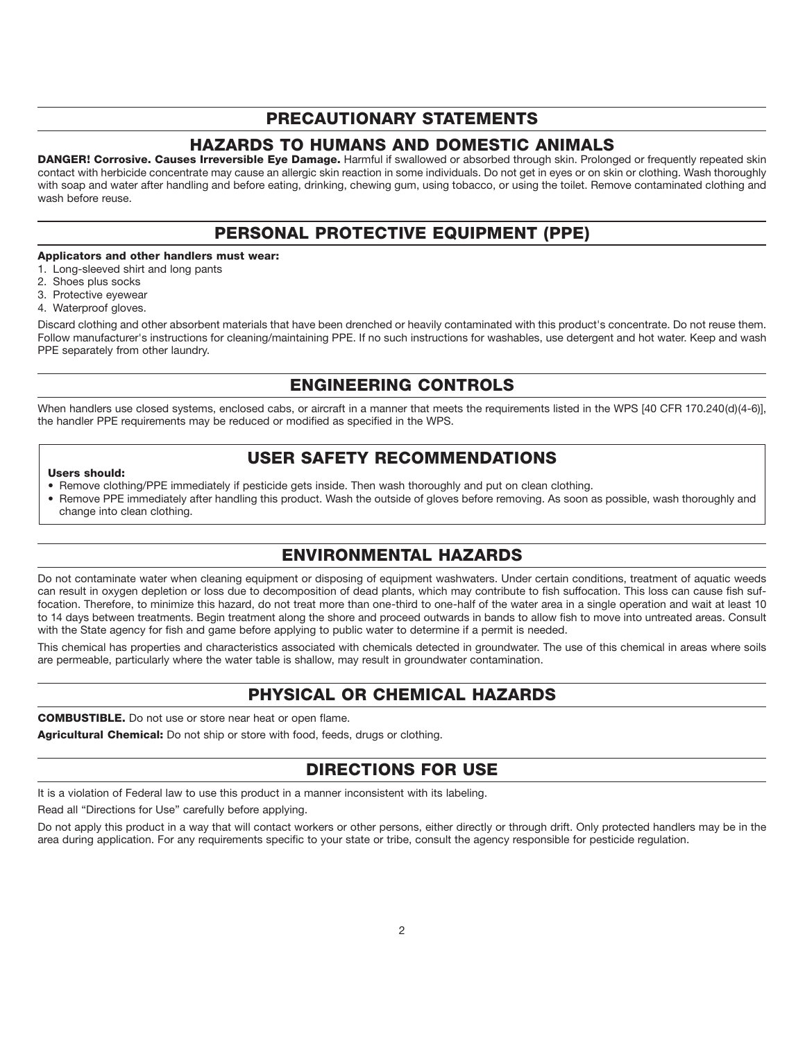# PRECAUTIONARY STATEMENTS

## HAZARDS TO HUMANS AND DOMESTIC ANIMALS

**DANGER! Corrosive. Causes Irreversible Eye Damage.** Harmful if swallowed or absorbed through skin. Prolonged or frequently repeated skin contact with herbicide concentrate may cause an allergic skin reaction in some individuals. Do not get in eyes or on skin or clothing. Wash thoroughly with soap and water after handling and before eating, drinking, chewing gum, using tobacco, or using the toilet. Remove contaminated clothing and wash before reuse.

## PERSONAL PROTECTIVE EQUIPMENT (PPE)

**Applicators and other handlers must wear:**

1. Long-sleeved shirt and long pants
2. Shoes plus socks
3. Protective eyewear
4. Waterproof gloves.

Discard clothing and other absorbent materials that have been drenched or heavily contaminated with this product's concentrate. Do not reuse them. Follow manufacturer's instructions for cleaning/maintaining PPE. If no such instructions for washables, use detergent and hot water. Keep and wash PPE separately from other laundry.

## ENGINEERING CONTROLS

When handlers use closed systems, enclosed cabs, or aircraft in a manner that meets the requirements listed in the WPS [40 CFR 170.240(d)(4-6)], the handler PPE requirements may be reduced or modified as specified in the WPS.

## USER SAFETY RECOMMENDATIONS

**Users should:**

- Remove clothing/PPE immediately if pesticide gets inside. Then wash thoroughly and put on clean clothing.
- Remove PPE immediately after handling this product. Wash the outside of gloves before removing. As soon as possible, wash thoroughly and change into clean clothing.

## ENVIRONMENTAL HAZARDS

Do not contaminate water when cleaning equipment or disposing of equipment washwaters. Under certain conditions, treatment of aquatic weeds can result in oxygen depletion or loss due to decomposition of dead plants, which may contribute to fish suffocation. This loss can cause fish suffocation. Therefore, to minimize this hazard, do not treat more than one-third to one-half of the water area in a single operation and wait at least 10 to 14 days between treatments. Begin treatment along the shore and proceed outwards in bands to allow fish to move into untreated areas. Consult with the State agency for fish and game before applying to public water to determine if a permit is needed.

This chemical has properties and characteristics associated with chemicals detected in groundwater. The use of this chemical in areas where soils are permeable, particularly where the water table is shallow, may result in groundwater contamination.

## PHYSICAL OR CHEMICAL HAZARDS

**COMBUSTIBLE.** Do not use or store near heat or open flame.

**Agricultural Chemical:** Do not ship or store with food, feeds, drugs or clothing.

# DIRECTIONS FOR USE

It is a violation of Federal law to use this product in a manner inconsistent with its labeling.

Read all "Directions for Use" carefully before applying.

Do not apply this product in a way that will contact workers or other persons, either directly or through drift. Only protected handlers may be in the area during application. For any requirements specific to your state or tribe, consult the agency responsible for pesticide regulation.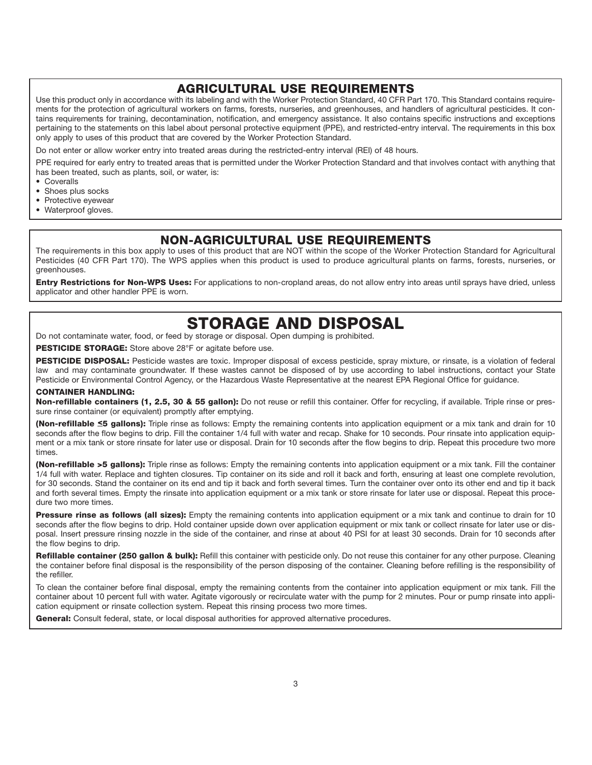## AGRICULTURAL USE REQUIREMENTS

Use this product only in accordance with its labeling and with the Worker Protection Standard, 40 CFR Part 170. This Standard contains requirements for the protection of agricultural workers on farms, forests, nurseries, and greenhouses, and handlers of agricultural pesticides. It contains requirements for training, decontamination, notification, and emergency assistance. It also contains specific instructions and exceptions pertaining to the statements on this label about personal protective equipment (PPE), and restricted-entry interval. The requirements in this box only apply to uses of this product that are covered by the Worker Protection Standard.

Do not enter or allow worker entry into treated areas during the restricted-entry interval (REI) of 48 hours.

PPE required for early entry to treated areas that is permitted under the Worker Protection Standard and that involves contact with anything that has been treated, such as plants, soil, or water, is:

- Coveralls
- Shoes plus socks
- Protective eyewear
- Waterproof gloves.

## NON-AGRICULTURAL USE REQUIREMENTS

The requirements in this box apply to uses of this product that are NOT within the scope of the Worker Protection Standard for Agricultural Pesticides (40 CFR Part 170). The WPS applies when this product is used to produce agricultural plants on farms, forests, nurseries, or greenhouses.

**Entry Restrictions for Non-WPS Uses:** For applications to non-cropland areas, do not allow entry into areas until sprays have dried, unless applicator and other handler PPE is worn.

# STORAGE AND DISPOSAL

Do not contaminate water, food, or feed by storage or disposal. Open dumping is prohibited.

**PESTICIDE STORAGE:** Store above 28°F or agitate before use.

**PESTICIDE DISPOSAL:** Pesticide wastes are toxic. Improper disposal of excess pesticide, spray mixture, or rinsate, is a violation of federal law and may contaminate groundwater. If these wastes cannot be disposed of by use according to label instructions, contact your State Pesticide or Environmental Control Agency, or the Hazardous Waste Representative at the nearest EPA Regional Office for guidance.

**CONTAINER HANDLING:**

**Non-refillable containers (1, 2.5, 30 & 55 gallon):** Do not reuse or refill this container. Offer for recycling, if available. Triple rinse or pressure rinse container (or equivalent) promptly after emptying.

**(Non-refillable ≤5 gallons):** Triple rinse as follows: Empty the remaining contents into application equipment or a mix tank and drain for 10 seconds after the flow begins to drip. Fill the container 1/4 full with water and recap. Shake for 10 seconds. Pour rinsate into application equipment or a mix tank or store rinsate for later use or disposal. Drain for 10 seconds after the flow begins to drip. Repeat this procedure two more times.

**(Non-refillable >5 gallons):** Triple rinse as follows: Empty the remaining contents into application equipment or a mix tank. Fill the container 1/4 full with water. Replace and tighten closures. Tip container on its side and roll it back and forth, ensuring at least one complete revolution, for 30 seconds. Stand the container on its end and tip it back and forth several times. Turn the container over onto its other end and tip it back and forth several times. Empty the rinsate into application equipment or a mix tank or store rinsate for later use or disposal. Repeat this procedure two more times.

**Pressure rinse as follows (all sizes):** Empty the remaining contents into application equipment or a mix tank and continue to drain for 10 seconds after the flow begins to drip. Hold container upside down over application equipment or mix tank or collect rinsate for later use or disposal. Insert pressure rinsing nozzle in the side of the container, and rinse at about 40 PSI for at least 30 seconds. Drain for 10 seconds after the flow begins to drip.

**Refillable container (250 gallon & bulk):** Refill this container with pesticide only. Do not reuse this container for any other purpose. Cleaning the container before final disposal is the responsibility of the person disposing of the container. Cleaning before refilling is the responsibility of the refiller.

To clean the container before final disposal, empty the remaining contents from the container into application equipment or mix tank. Fill the container about 10 percent full with water. Agitate vigorously or recirculate water with the pump for 2 minutes. Pour or pump rinsate into application equipment or rinsate collection system. Repeat this rinsing process two more times.

**General:** Consult federal, state, or local disposal authorities for approved alternative procedures.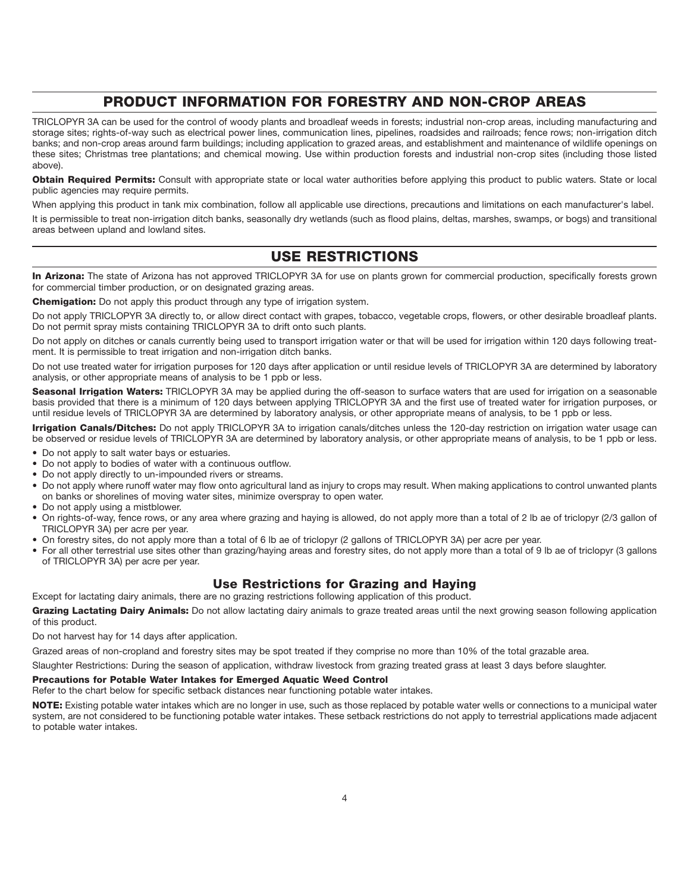## PRODUCT INFORMATION FOR FORESTRY AND NON-CROP AREAS

TRICLOPYR 3A can be used for the control of woody plants and broadleaf weeds in forests; industrial non-crop areas, including manufacturing and storage sites; rights-of-way such as electrical power lines, communication lines, pipelines, roadsides and railroads; fence rows; non-irrigation ditch banks; and non-crop areas around farm buildings; including application to grazed areas, and establishment and maintenance of wildlife openings on these sites; Christmas tree plantations; and chemical mowing. Use within production forests and industrial non-crop sites (including those listed above).

**Obtain Required Permits:** Consult with appropriate state or local water authorities before applying this product to public waters. State or local public agencies may require permits.

When applying this product in tank mix combination, follow all applicable use directions, precautions and limitations on each manufacturer's label.

It is permissible to treat non-irrigation ditch banks, seasonally dry wetlands (such as flood plains, deltas, marshes, swamps, or bogs) and transitional areas between upland and lowland sites.

## USE RESTRICTIONS

**In Arizona:** The state of Arizona has not approved TRICLOPYR 3A for use on plants grown for commercial production, specifically forests grown for commercial timber production, or on designated grazing areas.

**Chemigation:** Do not apply this product through any type of irrigation system.

Do not apply TRICLOPYR 3A directly to, or allow direct contact with grapes, tobacco, vegetable crops, flowers, or other desirable broadleaf plants. Do not permit spray mists containing TRICLOPYR 3A to drift onto such plants.

Do not apply on ditches or canals currently being used to transport irrigation water or that will be used for irrigation within 120 days following treatment. It is permissible to treat irrigation and non-irrigation ditch banks.

Do not use treated water for irrigation purposes for 120 days after application or until residue levels of TRICLOPYR 3A are determined by laboratory analysis, or other appropriate means of analysis to be 1 ppb or less.

**Seasonal Irrigation Waters:** TRICLOPYR 3A may be applied during the off-season to surface waters that are used for irrigation on a seasonable basis provided that there is a minimum of 120 days between applying TRICLOPYR 3A and the first use of treated water for irrigation purposes, or until residue levels of TRICLOPYR 3A are determined by laboratory analysis, or other appropriate means of analysis, to be 1 ppb or less.

**Irrigation Canals/Ditches:** Do not apply TRICLOPYR 3A to irrigation canals/ditches unless the 120-day restriction on irrigation water usage can be observed or residue levels of TRICLOPYR 3A are determined by laboratory analysis, or other appropriate means of analysis, to be 1 ppb or less.

- Do not apply to salt water bays or estuaries.
- Do not apply to bodies of water with a continuous outflow.
- Do not apply directly to un-impounded rivers or streams.
- Do not apply where runoff water may flow onto agricultural land as injury to crops may result. When making applications to control unwanted plants on banks or shorelines of moving water sites, minimize overspray to open water.
- Do not apply using a mistblower.
- On rights-of-way, fence rows, or any area where grazing and haying is allowed, do not apply more than a total of 2 lb ae of triclopyr (2/3 gallon of TRICLOPYR 3A) per acre per year.
- On forestry sites, do not apply more than a total of 6 lb ae of triclopyr (2 gallons of TRICLOPYR 3A) per acre per year.
- For all other terrestrial use sites other than grazing/haying areas and forestry sites, do not apply more than a total of 9 lb ae of triclopyr (3 gallons of TRICLOPYR 3A) per acre per year.

### Use Restrictions for Grazing and Haying

Except for lactating dairy animals, there are no grazing restrictions following application of this product.

**Grazing Lactating Dairy Animals:** Do not allow lactating dairy animals to graze treated areas until the next growing season following application of this product.

Do not harvest hay for 14 days after application.

Grazed areas of non-cropland and forestry sites may be spot treated if they comprise no more than 10% of the total grazable area.

Slaughter Restrictions: During the season of application, withdraw livestock from grazing treated grass at least 3 days before slaughter.

**Precautions for Potable Water Intakes for Emerged Aquatic Weed Control**

Refer to the chart below for specific setback distances near functioning potable water intakes.

**NOTE:** Existing potable water intakes which are no longer in use, such as those replaced by potable water wells or connections to a municipal water system, are not considered to be functioning potable water intakes. These setback restrictions do not apply to terrestrial applications made adjacent to potable water intakes.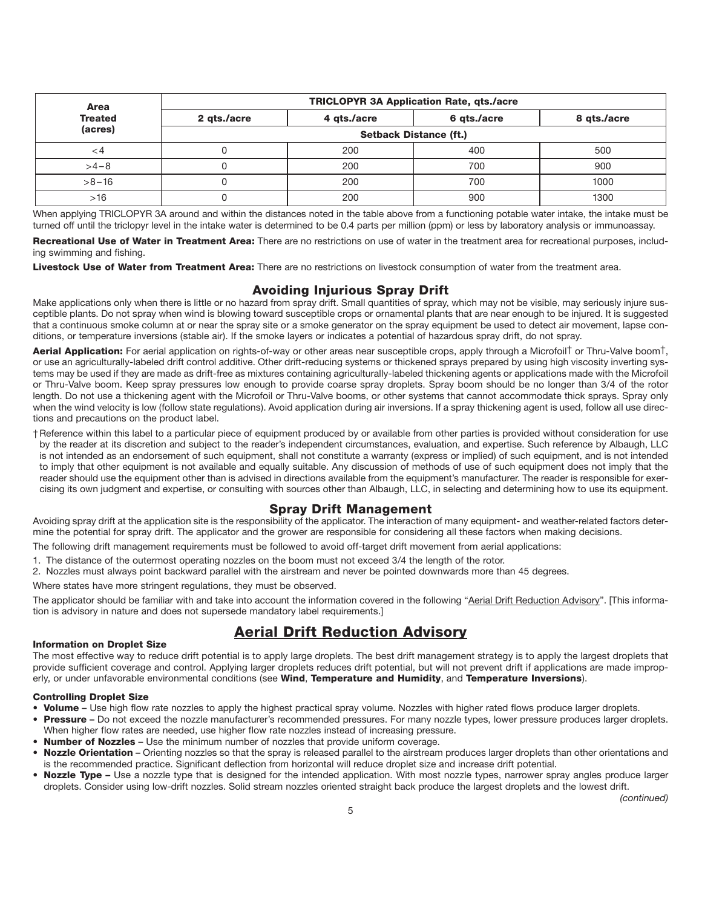| Area Treated (acres) | TRICLOPYR 3A Application Rate, qts./acre | | | |
|---|---|---|---|---|
| | 2 qts./acre | 4 qts./acre | 6 qts./acre | 8 qts./acre |
| | Setback Distance (ft.) | | | |
| <4 | 0 | 200 | 400 | 500 |
| >4–8 | 0 | 200 | 700 | 900 |
| >8–16 | 0 | 200 | 700 | 1000 |
| >16 | 0 | 200 | 900 | 1300 |

When applying TRICLOPYR 3A around and within the distances noted in the table above from a functioning potable water intake, the intake must be turned off until the triclopyr level in the intake water is determined to be 0.4 parts per million (ppm) or less by laboratory analysis or immunoassay.

**Recreational Use of Water in Treatment Area:** There are no restrictions on use of water in the treatment area for recreational purposes, including swimming and fishing.

**Livestock Use of Water from Treatment Area:** There are no restrictions on livestock consumption of water from the treatment area.

## Avoiding Injurious Spray Drift

Make applications only when there is little or no hazard from spray drift. Small quantities of spray, which may not be visible, may seriously injure susceptible plants. Do not spray when wind is blowing toward susceptible crops or ornamental plants that are near enough to be injured. It is suggested that a continuous smoke column at or near the spray site or a smoke generator on the spray equipment be used to detect air movement, lapse conditions, or temperature inversions (stable air). If the smoke layers or indicates a potential of hazardous spray drift, do not spray.

**Aerial Application:** For aerial application on rights-of-way or other areas near susceptible crops, apply through a Microfoil† or Thru-Valve boom†, or use an agriculturally-labeled drift control additive. Other drift-reducing systems or thickened sprays prepared by using high viscosity inverting systems may be used if they are made as drift-free as mixtures containing agriculturally-labeled thickening agents or applications made with the Microfoil or Thru-Valve boom. Keep spray pressures low enough to provide coarse spray droplets. Spray boom should be no longer than 3/4 of the rotor length. Do not use a thickening agent with the Microfoil or Thru-Valve booms, or other systems that cannot accommodate thick sprays. Spray only when the wind velocity is low (follow state regulations). Avoid application during air inversions. If a spray thickening agent is used, follow all use directions and precautions on the product label.

† Reference within this label to a particular piece of equipment produced by or available from other parties is provided without consideration for use by the reader at its discretion and subject to the reader's independent circumstances, evaluation, and expertise. Such reference by Albaugh, LLC is not intended as an endorsement of such equipment, shall not constitute a warranty (express or implied) of such equipment, and is not intended to imply that other equipment is not available and equally suitable. Any discussion of methods of use of such equipment does not imply that the reader should use the equipment other than is advised in directions available from the equipment's manufacturer. The reader is responsible for exercising its own judgment and expertise, or consulting with sources other than Albaugh, LLC, in selecting and determining how to use its equipment.

## Spray Drift Management

Avoiding spray drift at the application site is the responsibility of the applicator. The interaction of many equipment- and weather-related factors determine the potential for spray drift. The applicator and the grower are responsible for considering all these factors when making decisions.

The following drift management requirements must be followed to avoid off-target drift movement from aerial applications:

1. The distance of the outermost operating nozzles on the boom must not exceed 3/4 the length of the rotor.
2. Nozzles must always point backward parallel with the airstream and never be pointed downwards more than 45 degrees.

Where states have more stringent regulations, they must be observed.

The applicator should be familiar with and take into account the information covered in the following "Aerial Drift Reduction Advisory". [This information is advisory in nature and does not supersede mandatory label requirements.]

## Aerial Drift Reduction Advisory

#### Information on Droplet Size

The most effective way to reduce drift potential is to apply large droplets. The best drift management strategy is to apply the largest droplets that provide sufficient coverage and control. Applying larger droplets reduces drift potential, but will not prevent drift if applications are made improperly, or under unfavorable environmental conditions (see **Wind**, **Temperature and Humidity**, and **Temperature Inversions**).

#### Controlling Droplet Size

- **Volume –** Use high flow rate nozzles to apply the highest practical spray volume. Nozzles with higher rated flows produce larger droplets.
- **Pressure –** Do not exceed the nozzle manufacturer's recommended pressures. For many nozzle types, lower pressure produces larger droplets. When higher flow rates are needed, use higher flow rate nozzles instead of increasing pressure.
- **Number of Nozzles –** Use the minimum number of nozzles that provide uniform coverage.
- **Nozzle Orientation –** Orienting nozzles so that the spray is released parallel to the airstream produces larger droplets than other orientations and is the recommended practice. Significant deflection from horizontal will reduce droplet size and increase drift potential.
- **Nozzle Type –** Use a nozzle type that is designed for the intended application. With most nozzle types, narrower spray angles produce larger droplets. Consider using low-drift nozzles. Solid stream nozzles oriented straight back produce the largest droplets and the lowest drift.

*(continued)*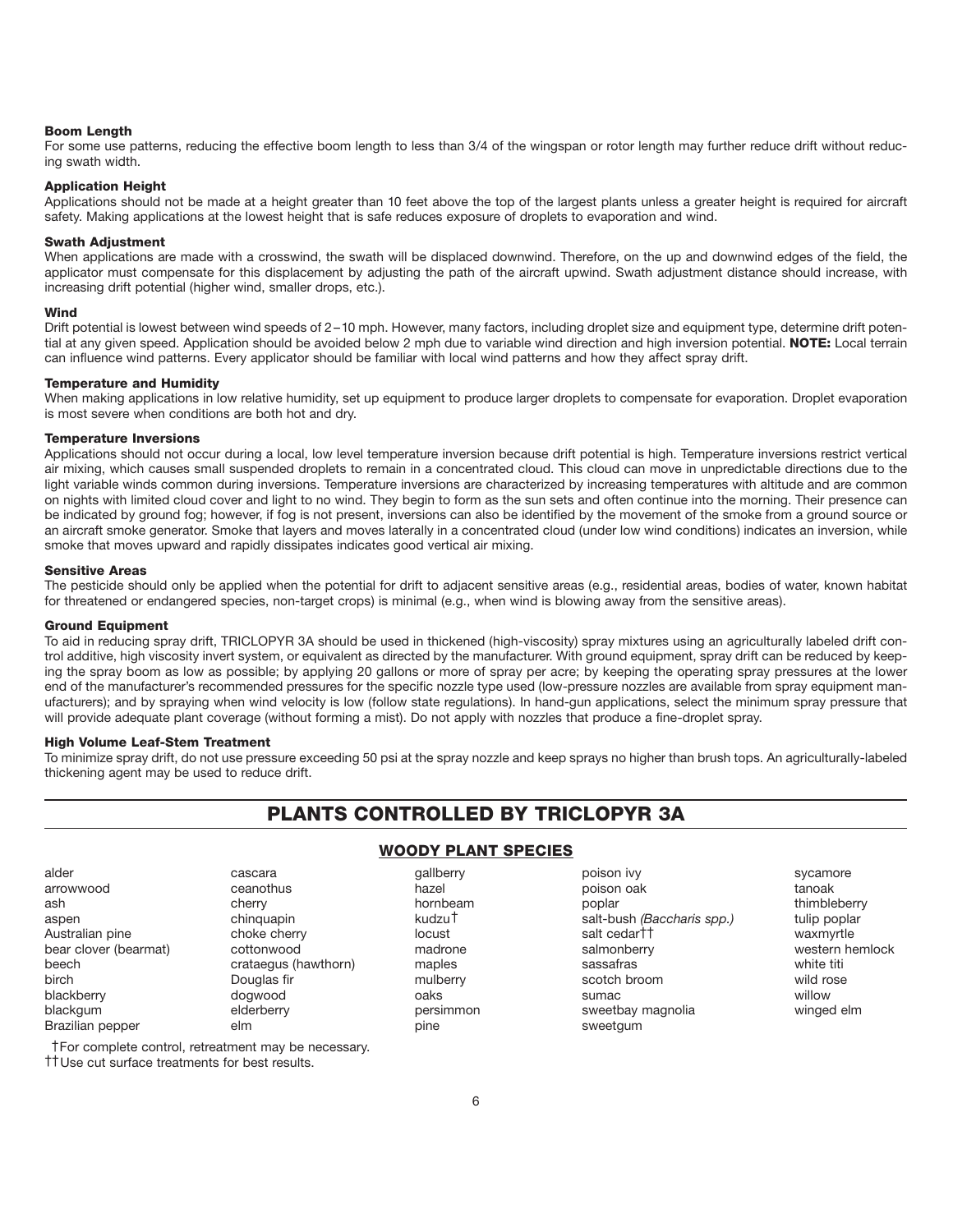**Boom Length**

For some use patterns, reducing the effective boom length to less than 3/4 of the wingspan or rotor length may further reduce drift without reducing swath width.

**Application Height**

Applications should not be made at a height greater than 10 feet above the top of the largest plants unless a greater height is required for aircraft safety. Making applications at the lowest height that is safe reduces exposure of droplets to evaporation and wind.

**Swath Adjustment**

When applications are made with a crosswind, the swath will be displaced downwind. Therefore, on the up and downwind edges of the field, the applicator must compensate for this displacement by adjusting the path of the aircraft upwind. Swath adjustment distance should increase, with increasing drift potential (higher wind, smaller drops, etc.).

**Wind**

Drift potential is lowest between wind speeds of 2–10 mph. However, many factors, including droplet size and equipment type, determine drift potential at any given speed. Application should be avoided below 2 mph due to variable wind direction and high inversion potential. **NOTE:** Local terrain can influence wind patterns. Every applicator should be familiar with local wind patterns and how they affect spray drift.

**Temperature and Humidity**

When making applications in low relative humidity, set up equipment to produce larger droplets to compensate for evaporation. Droplet evaporation is most severe when conditions are both hot and dry.

**Temperature Inversions**

Applications should not occur during a local, low level temperature inversion because drift potential is high. Temperature inversions restrict vertical air mixing, which causes small suspended droplets to remain in a concentrated cloud. This cloud can move in unpredictable directions due to the light variable winds common during inversions. Temperature inversions are characterized by increasing temperatures with altitude and are common on nights with limited cloud cover and light to no wind. They begin to form as the sun sets and often continue into the morning. Their presence can be indicated by ground fog; however, if fog is not present, inversions can also be identified by the movement of the smoke from a ground source or an aircraft smoke generator. Smoke that layers and moves laterally in a concentrated cloud (under low wind conditions) indicates an inversion, while smoke that moves upward and rapidly dissipates indicates good vertical air mixing.

**Sensitive Areas**

The pesticide should only be applied when the potential for drift to adjacent sensitive areas (e.g., residential areas, bodies of water, known habitat for threatened or endangered species, non-target crops) is minimal (e.g., when wind is blowing away from the sensitive areas).

**Ground Equipment**

To aid in reducing spray drift, TRICLOPYR 3A should be used in thickened (high-viscosity) spray mixtures using an agriculturally labeled drift control additive, high viscosity invert system, or equivalent as directed by the manufacturer. With ground equipment, spray drift can be reduced by keeping the spray boom as low as possible; by applying 20 gallons or more of spray per acre; by keeping the operating spray pressures at the lower end of the manufacturer's recommended pressures for the specific nozzle type used (low-pressure nozzles are available from spray equipment manufacturers); and by spraying when wind velocity is low (follow state regulations). In hand-gun applications, select the minimum spray pressure that will provide adequate plant coverage (without forming a mist). Do not apply with nozzles that produce a fine-droplet spray.

**High Volume Leaf-Stem Treatment**

To minimize spray drift, do not use pressure exceeding 50 psi at the spray nozzle and keep sprays no higher than brush tops. An agriculturally-labeled thickening agent may be used to reduce drift.

# PLANTS CONTROLLED BY TRICLOPYR 3A

## WOODY PLANT SPECIES

| | | | | |
|---|---|---|---|---|
| alder | cascara | gallberry | poison ivy | sycamore |
| arrowwood | ceanothus | hazel | poison oak | tanoak |
| ash | cherry | hornbeam | poplar | thimbleberry |
| aspen | chinquapin | kudzu† | salt-bush *(Baccharis spp.)* | tulip poplar |
| Australian pine | choke cherry | locust | salt cedar†† | waxmyrtle |
| bear clover (bearmat) | cottonwood | madrone | salmonberry | western hemlock |
| beech | crataegus (hawthorn) | maples | sassafras | white titi |
| birch | Douglas fir | mulberry | scotch broom | wild rose |
| blackberry | dogwood | oaks | sumac | willow |
| blackgum | elderberry | persimmon | sweetbay magnolia | winged elm |
| Brazilian pepper | elm | pine | sweetgum | |

†For complete control, retreatment may be necessary.
††Use cut surface treatments for best results.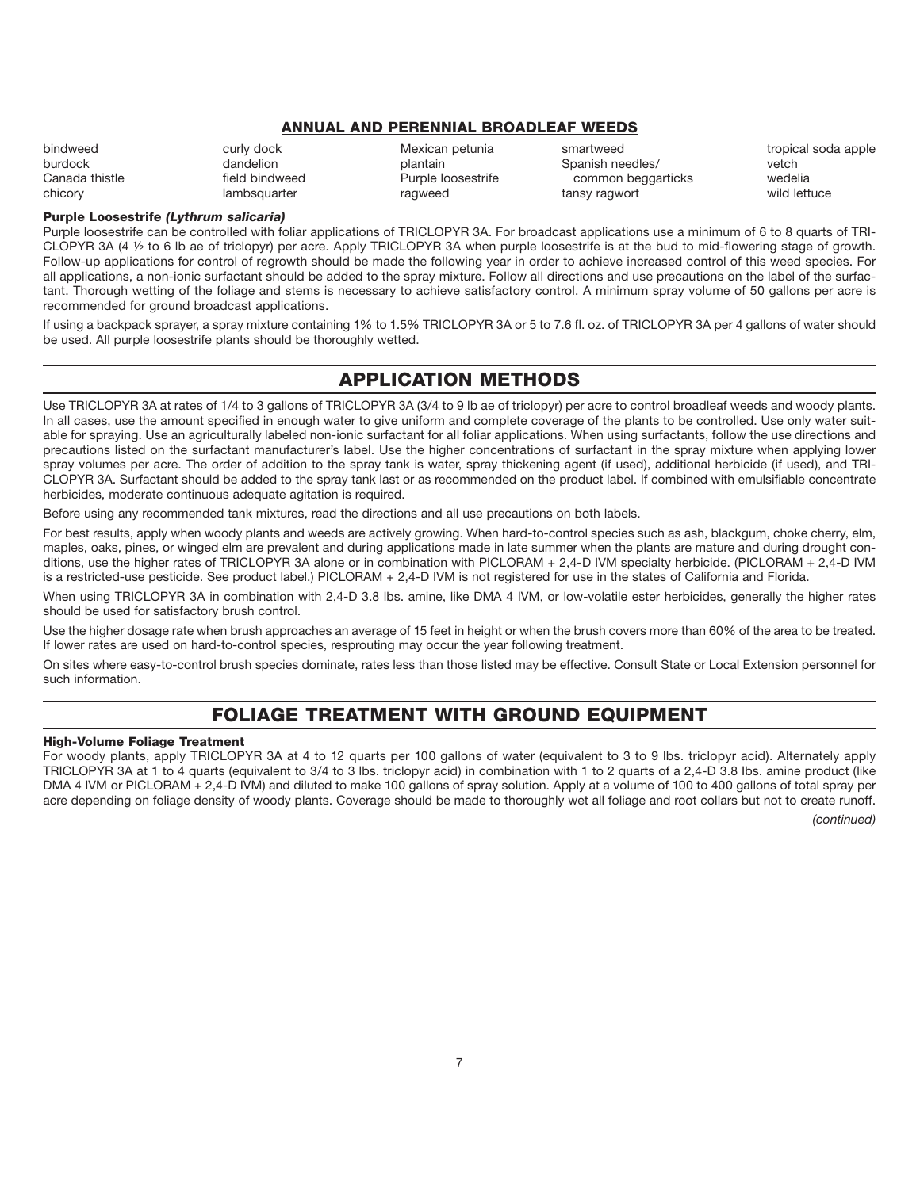## ANNUAL AND PERENNIAL BROADLEAF WEEDS

| | | | | |
|---|---|---|---|---|
| bindweed | curly dock | Mexican petunia | smartweed | tropical soda apple |
| burdock | dandelion | plantain | Spanish needles/ common beggarticks | vetch |
| Canada thistle | field bindweed | Purple loosestrife | tansy ragwort | wedelia |
| chicory | lambsquarter | ragweed | | wild lettuce |

### Purple Loosestrife *(Lythrum salicaria)*

Purple loosestrife can be controlled with foliar applications of TRICLOPYR 3A. For broadcast applications use a minimum of 6 to 8 quarts of TRICLOPYR 3A (4 ½ to 6 lb ae of triclopyr) per acre. Apply TRICLOPYR 3A when purple loosestrife is at the bud to mid-flowering stage of growth. Follow-up applications for control of regrowth should be made the following year in order to achieve increased control of this weed species. For all applications, a non-ionic surfactant should be added to the spray mixture. Follow all directions and use precautions on the label of the surfactant. Thorough wetting of the foliage and stems is necessary to achieve satisfactory control. A minimum spray volume of 50 gallons per acre is recommended for ground broadcast applications.

If using a backpack sprayer, a spray mixture containing 1% to 1.5% TRICLOPYR 3A or 5 to 7.6 fl. oz. of TRICLOPYR 3A per 4 gallons of water should be used. All purple loosestrife plants should be thoroughly wetted.

## APPLICATION METHODS

Use TRICLOPYR 3A at rates of 1/4 to 3 gallons of TRICLOPYR 3A (3/4 to 9 lb ae of triclopyr) per acre to control broadleaf weeds and woody plants. In all cases, use the amount specified in enough water to give uniform and complete coverage of the plants to be controlled. Use only water suitable for spraying. Use an agriculturally labeled non-ionic surfactant for all foliar applications. When using surfactants, follow the use directions and precautions listed on the surfactant manufacturer's label. Use the higher concentrations of surfactant in the spray mixture when applying lower spray volumes per acre. The order of addition to the spray tank is water, spray thickening agent (if used), additional herbicide (if used), and TRICLOPYR 3A. Surfactant should be added to the spray tank last or as recommended on the product label. If combined with emulsifiable concentrate herbicides, moderate continuous adequate agitation is required.

Before using any recommended tank mixtures, read the directions and all use precautions on both labels.

For best results, apply when woody plants and weeds are actively growing. When hard-to-control species such as ash, blackgum, choke cherry, elm, maples, oaks, pines, or winged elm are prevalent and during applications made in late summer when the plants are mature and during drought conditions, use the higher rates of TRICLOPYR 3A alone or in combination with PICLORAM + 2,4-D IVM specialty herbicide. (PICLORAM + 2,4-D IVM is a restricted-use pesticide. See product label.) PICLORAM + 2,4-D IVM is not registered for use in the states of California and Florida.

When using TRICLOPYR 3A in combination with 2,4-D 3.8 lbs. amine, like DMA 4 IVM, or low-volatile ester herbicides, generally the higher rates should be used for satisfactory brush control.

Use the higher dosage rate when brush approaches an average of 15 feet in height or when the brush covers more than 60% of the area to be treated. If lower rates are used on hard-to-control species, resprouting may occur the year following treatment.

On sites where easy-to-control brush species dominate, rates less than those listed may be effective. Consult State or Local Extension personnel for such information.

## FOLIAGE TREATMENT WITH GROUND EQUIPMENT

### High-Volume Foliage Treatment

For woody plants, apply TRICLOPYR 3A at 4 to 12 quarts per 100 gallons of water (equivalent to 3 to 9 lbs. triclopyr acid). Alternately apply TRICLOPYR 3A at 1 to 4 quarts (equivalent to 3/4 to 3 lbs. triclopyr acid) in combination with 1 to 2 quarts of a 2,4-D 3.8 lbs. amine product (like DMA 4 IVM or PICLORAM + 2,4-D IVM) and diluted to make 100 gallons of spray solution. Apply at a volume of 100 to 400 gallons of total spray per acre depending on foliage density of woody plants. Coverage should be made to thoroughly wet all foliage and root collars but not to create runoff.

*(continued)*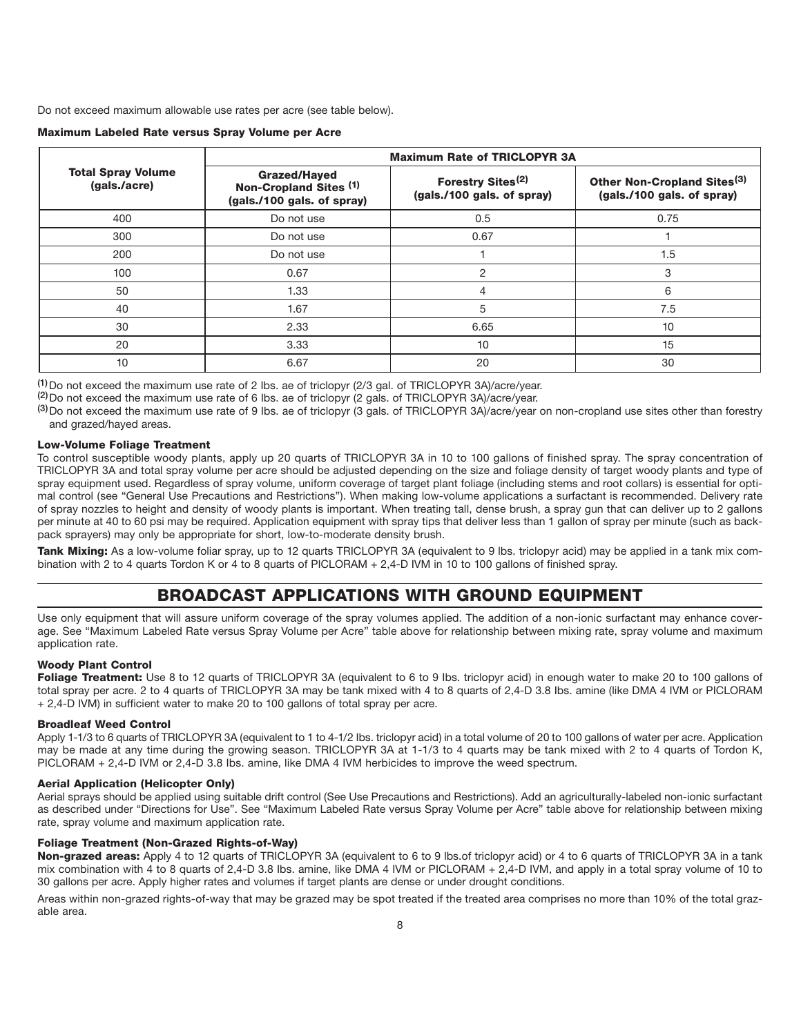Do not exceed maximum allowable use rates per acre (see table below).

**Maximum Labeled Rate versus Spray Volume per Acre**

| Total Spray Volume (gals./acre) | Maximum Rate of TRICLOPYR 3A | | |
|---|---|---|---|
| | Grazed/Hayed Non-Cropland Sites (1) (gals./100 gals. of spray) | Forestry Sites(2) (gals./100 gals. of spray) | Other Non-Cropland Sites(3) (gals./100 gals. of spray) |
| 400 | Do not use | 0.5 | 0.75 |
| 300 | Do not use | 0.67 | 1 |
| 200 | Do not use | 1 | 1.5 |
| 100 | 0.67 | 2 | 3 |
| 50 | 1.33 | 4 | 6 |
| 40 | 1.67 | 5 | 7.5 |
| 30 | 2.33 | 6.65 | 10 |
| 20 | 3.33 | 10 | 15 |
| 10 | 6.67 | 20 | 30 |

(1) Do not exceed the maximum use rate of 2 lbs. ae of triclopyr (2/3 gal. of TRICLOPYR 3A)/acre/year.

(2) Do not exceed the maximum use rate of 6 lbs. ae of triclopyr (2 gals. of TRICLOPYR 3A)/acre/year.

(3) Do not exceed the maximum use rate of 9 lbs. ae of triclopyr (3 gals. of TRICLOPYR 3A)/acre/year on non-cropland use sites other than forestry and grazed/hayed areas.

**Low-Volume Foliage Treatment**

To control susceptible woody plants, apply up 20 quarts of TRICLOPYR 3A in 10 to 100 gallons of finished spray. The spray concentration of TRICLOPYR 3A and total spray volume per acre should be adjusted depending on the size and foliage density of target woody plants and type of spray equipment used. Regardless of spray volume, uniform coverage of target plant foliage (including stems and root collars) is essential for optimal control (see "General Use Precautions and Restrictions"). When making low-volume applications a surfactant is recommended. Delivery rate of spray nozzles to height and density of woody plants is important. When treating tall, dense brush, a spray gun that can deliver up to 2 gallons per minute at 40 to 60 psi may be required. Application equipment with spray tips that deliver less than 1 gallon of spray per minute (such as backpack sprayers) may only be appropriate for short, low-to-moderate density brush.

**Tank Mixing:** As a low-volume foliar spray, up to 12 quarts TRICLOPYR 3A (equivalent to 9 lbs. triclopyr acid) may be applied in a tank mix combination with 2 to 4 quarts Tordon K or 4 to 8 quarts of PICLORAM + 2,4-D IVM in 10 to 100 gallons of finished spray.

## BROADCAST APPLICATIONS WITH GROUND EQUIPMENT

Use only equipment that will assure uniform coverage of the spray volumes applied. The addition of a non-ionic surfactant may enhance coverage. See "Maximum Labeled Rate versus Spray Volume per Acre" table above for relationship between mixing rate, spray volume and maximum application rate.

**Woody Plant Control**

**Foliage Treatment:** Use 8 to 12 quarts of TRICLOPYR 3A (equivalent to 6 to 9 lbs. triclopyr acid) in enough water to make 20 to 100 gallons of total spray per acre. 2 to 4 quarts of TRICLOPYR 3A may be tank mixed with 4 to 8 quarts of 2,4-D 3.8 lbs. amine (like DMA 4 IVM or PICLORAM + 2,4-D IVM) in sufficient water to make 20 to 100 gallons of total spray per acre.

**Broadleaf Weed Control**

Apply 1-1/3 to 6 quarts of TRICLOPYR 3A (equivalent to 1 to 4-1/2 lbs. triclopyr acid) in a total volume of 20 to 100 gallons of water per acre. Application may be made at any time during the growing season. TRICLOPYR 3A at 1-1/3 to 4 quarts may be tank mixed with 2 to 4 quarts of Tordon K, PICLORAM + 2,4-D IVM or 2,4-D 3.8 lbs. amine, like DMA 4 IVM herbicides to improve the weed spectrum.

**Aerial Application (Helicopter Only)**

Aerial sprays should be applied using suitable drift control (See Use Precautions and Restrictions). Add an agriculturally-labeled non-ionic surfactant as described under "Directions for Use". See "Maximum Labeled Rate versus Spray Volume per Acre" table above for relationship between mixing rate, spray volume and maximum application rate.

**Foliage Treatment (Non-Grazed Rights-of-Way)**

**Non-grazed areas:** Apply 4 to 12 quarts of TRICLOPYR 3A (equivalent to 6 to 9 lbs.of triclopyr acid) or 4 to 6 quarts of TRICLOPYR 3A in a tank mix combination with 4 to 8 quarts of 2,4-D 3.8 lbs. amine, like DMA 4 IVM or PICLORAM + 2,4-D IVM, and apply in a total spray volume of 10 to 30 gallons per acre. Apply higher rates and volumes if target plants are dense or under drought conditions.

Areas within non-grazed rights-of-way that may be grazed may be spot treated if the treated area comprises no more than 10% of the total grazable area.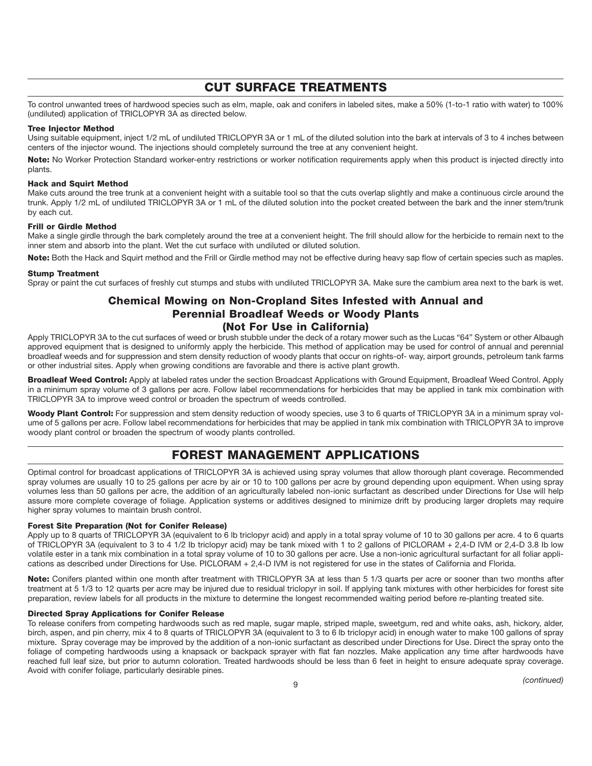## CUT SURFACE TREATMENTS

To control unwanted trees of hardwood species such as elm, maple, oak and conifers in labeled sites, make a 50% (1-to-1 ratio with water) to 100% (undiluted) application of TRICLOPYR 3A as directed below.

### Tree Injector Method

Using suitable equipment, inject 1/2 mL of undiluted TRICLOPYR 3A or 1 mL of the diluted solution into the bark at intervals of 3 to 4 inches between centers of the injector wound. The injections should completely surround the tree at any convenient height.

**Note:** No Worker Protection Standard worker-entry restrictions or worker notification requirements apply when this product is injected directly into plants.

### Hack and Squirt Method

Make cuts around the tree trunk at a convenient height with a suitable tool so that the cuts overlap slightly and make a continuous circle around the trunk. Apply 1/2 mL of undiluted TRICLOPYR 3A or 1 mL of the diluted solution into the pocket created between the bark and the inner stem/trunk by each cut.

### Frill or Girdle Method

Make a single girdle through the bark completely around the tree at a convenient height. The frill should allow for the herbicide to remain next to the inner stem and absorb into the plant. Wet the cut surface with undiluted or diluted solution.

**Note:** Both the Hack and Squirt method and the Frill or Girdle method may not be effective during heavy sap flow of certain species such as maples.

### Stump Treatment

Spray or paint the cut surfaces of freshly cut stumps and stubs with undiluted TRICLOPYR 3A. Make sure the cambium area next to the bark is wet.

### Chemical Mowing on Non-Cropland Sites Infested with Annual and Perennial Broadleaf Weeds or Woody Plants (Not For Use in California)

Apply TRICLOPYR 3A to the cut surfaces of weed or brush stubble under the deck of a rotary mower such as the Lucas "64" System or other Albaugh approved equipment that is designed to uniformly apply the herbicide. This method of application may be used for control of annual and perennial broadleaf weeds and for suppression and stem density reduction of woody plants that occur on rights-of- way, airport grounds, petroleum tank farms or other industrial sites. Apply when growing conditions are favorable and there is active plant growth.

**Broadleaf Weed Control:** Apply at labeled rates under the section Broadcast Applications with Ground Equipment, Broadleaf Weed Control. Apply in a minimum spray volume of 3 gallons per acre. Follow label recommendations for herbicides that may be applied in tank mix combination with TRICLOPYR 3A to improve weed control or broaden the spectrum of weeds controlled.

**Woody Plant Control:** For suppression and stem density reduction of woody species, use 3 to 6 quarts of TRICLOPYR 3A in a minimum spray volume of 5 gallons per acre. Follow label recommendations for herbicides that may be applied in tank mix combination with TRICLOPYR 3A to improve woody plant control or broaden the spectrum of woody plants controlled.

## FOREST MANAGEMENT APPLICATIONS

Optimal control for broadcast applications of TRICLOPYR 3A is achieved using spray volumes that allow thorough plant coverage. Recommended spray volumes are usually 10 to 25 gallons per acre by air or 10 to 100 gallons per acre by ground depending upon equipment. When using spray volumes less than 50 gallons per acre, the addition of an agriculturally labeled non-ionic surfactant as described under Directions for Use will help assure more complete coverage of foliage. Application systems or additives designed to minimize drift by producing larger droplets may require higher spray volumes to maintain brush control.

### Forest Site Preparation (Not for Conifer Release)

Apply up to 8 quarts of TRICLOPYR 3A (equivalent to 6 lb triclopyr acid) and apply in a total spray volume of 10 to 30 gallons per acre. 4 to 6 quarts of TRICLOPYR 3A (equivalent to 3 to 4 1/2 lb triclopyr acid) may be tank mixed with 1 to 2 gallons of PICLORAM + 2,4-D IVM or 2,4-D 3.8 lb low volatile ester in a tank mix combination in a total spray volume of 10 to 30 gallons per acre. Use a non-ionic agricultural surfactant for all foliar applications as described under Directions for Use. PICLORAM + 2,4-D IVM is not registered for use in the states of California and Florida.

**Note:** Conifers planted within one month after treatment with TRICLOPYR 3A at less than 5 1/3 quarts per acre or sooner than two months after treatment at 5 1/3 to 12 quarts per acre may be injured due to residual triclopyr in soil. If applying tank mixtures with other herbicides for forest site preparation, review labels for all products in the mixture to determine the longest recommended waiting period before re-planting treated site.

### Directed Spray Applications for Conifer Release

To release conifers from competing hardwoods such as red maple, sugar maple, striped maple, sweetgum, red and white oaks, ash, hickory, alder, birch, aspen, and pin cherry, mix 4 to 8 quarts of TRICLOPYR 3A (equivalent to 3 to 6 lb triclopyr acid) in enough water to make 100 gallons of spray mixture. Spray coverage may be improved by the addition of a non-ionic surfactant as described under Directions for Use. Direct the spray onto the foliage of competing hardwoods using a knapsack or backpack sprayer with flat fan nozzles. Make application any time after hardwoods have reached full leaf size, but prior to autumn coloration. Treated hardwoods should be less than 6 feet in height to ensure adequate spray coverage. Avoid with conifer foliage, particularly desirable pines.

*(continued)*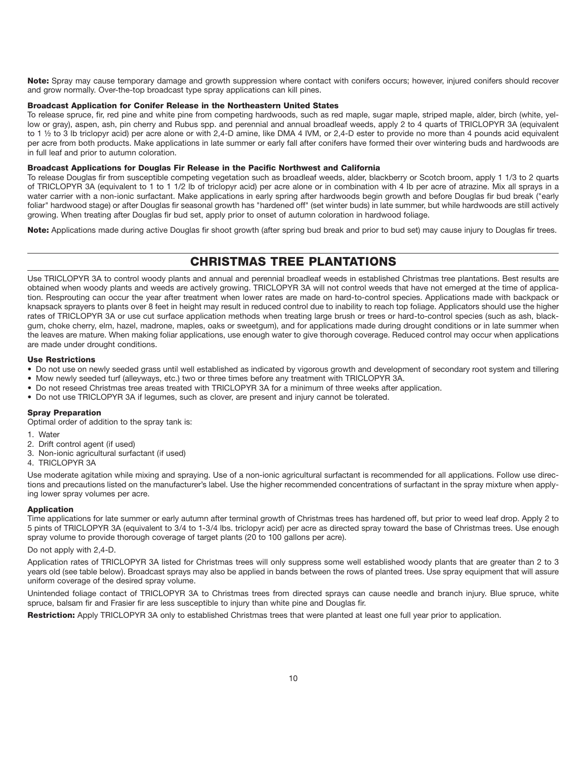**Note:** Spray may cause temporary damage and growth suppression where contact with conifers occurs; however, injured conifers should recover and grow normally. Over-the-top broadcast type spray applications can kill pines.

#### Broadcast Application for Conifer Release in the Northeastern United States

To release spruce, fir, red pine and white pine from competing hardwoods, such as red maple, sugar maple, striped maple, alder, birch (white, yellow or gray), aspen, ash, pin cherry and Rubus spp. and perennial and annual broadleaf weeds, apply 2 to 4 quarts of TRICLOPYR 3A (equivalent to 1 ½ to 3 lb triclopyr acid) per acre alone or with 2,4-D amine, like DMA 4 IVM, or 2,4-D ester to provide no more than 4 pounds acid equivalent per acre from both products. Make applications in late summer or early fall after conifers have formed their over wintering buds and hardwoods are in full leaf and prior to autumn coloration.

#### Broadcast Applications for Douglas Fir Release in the Pacific Northwest and California

To release Douglas fir from susceptible competing vegetation such as broadleaf weeds, alder, blackberry or Scotch broom, apply 1 1/3 to 2 quarts of TRICLOPYR 3A (equivalent to 1 to 1 1/2 lb of triclopyr acid) per acre alone or in combination with 4 lb per acre of atrazine. Mix all sprays in a water carrier with a non-ionic surfactant. Make applications in early spring after hardwoods begin growth and before Douglas fir bud break ("early foliar" hardwood stage) or after Douglas fir seasonal growth has "hardened off" (set winter buds) in late summer, but while hardwoods are still actively growing. When treating after Douglas fir bud set, apply prior to onset of autumn coloration in hardwood foliage.

**Note:** Applications made during active Douglas fir shoot growth (after spring bud break and prior to bud set) may cause injury to Douglas fir trees.

## CHRISTMAS TREE PLANTATIONS

Use TRICLOPYR 3A to control woody plants and annual and perennial broadleaf weeds in established Christmas tree plantations. Best results are obtained when woody plants and weeds are actively growing. TRICLOPYR 3A will not control weeds that have not emerged at the time of application. Resprouting can occur the year after treatment when lower rates are made on hard-to-control species. Applications made with backpack or knapsack sprayers to plants over 8 feet in height may result in reduced control due to inability to reach top foliage. Applicators should use the higher rates of TRICLOPYR 3A or use cut surface application methods when treating large brush or trees or hard-to-control species (such as ash, blackgum, choke cherry, elm, hazel, madrone, maples, oaks or sweetgum), and for applications made during drought conditions or in late summer when the leaves are mature. When making foliar applications, use enough water to give thorough coverage. Reduced control may occur when applications are made under drought conditions.

#### Use Restrictions

- Do not use on newly seeded grass until well established as indicated by vigorous growth and development of secondary root system and tillering
- Mow newly seeded turf (alleyways, etc.) two or three times before any treatment with TRICLOPYR 3A.
- Do not reseed Christmas tree areas treated with TRICLOPYR 3A for a minimum of three weeks after application.
- Do not use TRICLOPYR 3A if legumes, such as clover, are present and injury cannot be tolerated.

#### Spray Preparation

Optimal order of addition to the spray tank is:

1. Water
2. Drift control agent (if used)
3. Non-ionic agricultural surfactant (if used)
4. TRICLOPYR 3A

Use moderate agitation while mixing and spraying. Use of a non-ionic agricultural surfactant is recommended for all applications. Follow use directions and precautions listed on the manufacturer's label. Use the higher recommended concentrations of surfactant in the spray mixture when applying lower spray volumes per acre.

#### Application

Time applications for late summer or early autumn after terminal growth of Christmas trees has hardened off, but prior to weed leaf drop. Apply 2 to 5 pints of TRICLOPYR 3A (equivalent to 3/4 to 1-3/4 lbs. triclopyr acid) per acre as directed spray toward the base of Christmas trees. Use enough spray volume to provide thorough coverage of target plants (20 to 100 gallons per acre).

Do not apply with 2,4-D.

Application rates of TRICLOPYR 3A listed for Christmas trees will only suppress some well established woody plants that are greater than 2 to 3 years old (see table below). Broadcast sprays may also be applied in bands between the rows of planted trees. Use spray equipment that will assure uniform coverage of the desired spray volume.

Unintended foliage contact of TRICLOPYR 3A to Christmas trees from directed sprays can cause needle and branch injury. Blue spruce, white spruce, balsam fir and Frasier fir are less susceptible to injury than white pine and Douglas fir.

**Restriction:** Apply TRICLOPYR 3A only to established Christmas trees that were planted at least one full year prior to application.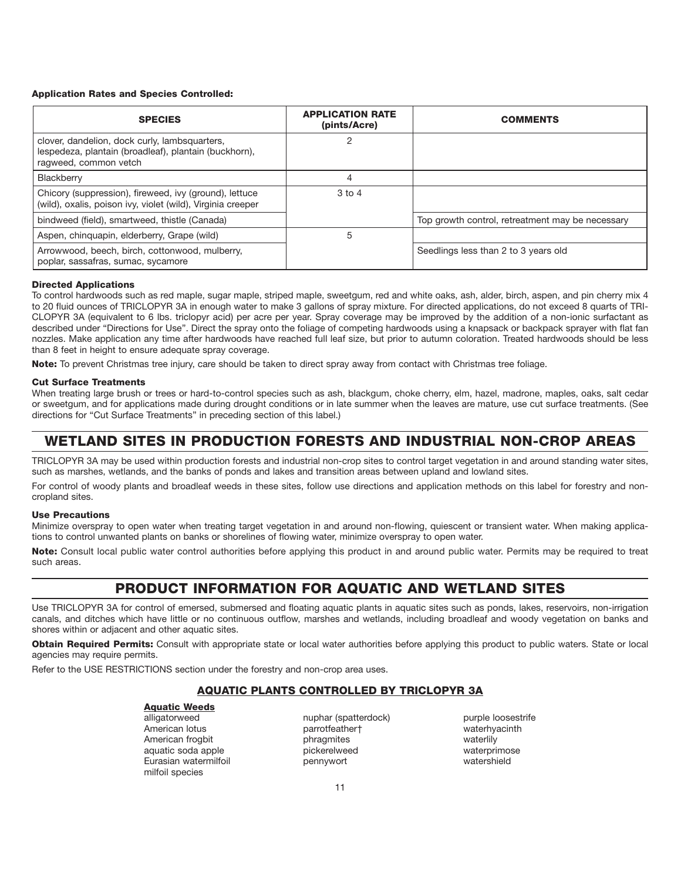**Application Rates and Species Controlled:**

| SPECIES | APPLICATION RATE (pints/Acre) | COMMENTS |
|---|---|---|
| clover, dandelion, dock curly, lambsquarters, lespedeza, plantain (broadleaf), plantain (buckhorn), ragweed, common vetch | 2 | |
| Blackberry | 4 | |
| Chicory (suppression), fireweed, ivy (ground), lettuce (wild), oxalis, poison ivy, violet (wild), Virginia creeper | 3 to 4 | |
| bindweed (field), smartweed, thistle (Canada) | | Top growth control, retreatment may be necessary |
| Aspen, chinquapin, elderberry, Grape (wild) | 5 | |
| Arrowwood, beech, birch, cottonwood, mulberry, poplar, sassafras, sumac, sycamore | | Seedlings less than 2 to 3 years old |

**Directed Applications**

To control hardwoods such as red maple, sugar maple, striped maple, sweetgum, red and white oaks, ash, alder, birch, aspen, and pin cherry mix 4 to 20 fluid ounces of TRICLOPYR 3A in enough water to make 3 gallons of spray mixture. For directed applications, do not exceed 8 quarts of TRICLOPYR 3A (equivalent to 6 lbs. triclopyr acid) per acre per year. Spray coverage may be improved by the addition of a non-ionic surfactant as described under "Directions for Use". Direct the spray onto the foliage of competing hardwoods using a knapsack or backpack sprayer with flat fan nozzles. Make application any time after hardwoods have reached full leaf size, but prior to autumn coloration. Treated hardwoods should be less than 8 feet in height to ensure adequate spray coverage.

**Note:** To prevent Christmas tree injury, care should be taken to direct spray away from contact with Christmas tree foliage.

**Cut Surface Treatments**

When treating large brush or trees or hard-to-control species such as ash, blackgum, choke cherry, elm, hazel, madrone, maples, oaks, salt cedar or sweetgum, and for applications made during drought conditions or in late summer when the leaves are mature, use cut surface treatments. (See directions for "Cut Surface Treatments" in preceding section of this label.)

## WETLAND SITES IN PRODUCTION FORESTS AND INDUSTRIAL NON-CROP AREAS

TRICLOPYR 3A may be used within production forests and industrial non-crop sites to control target vegetation in and around standing water sites, such as marshes, wetlands, and the banks of ponds and lakes and transition areas between upland and lowland sites.

For control of woody plants and broadleaf weeds in these sites, follow use directions and application methods on this label for forestry and non-cropland sites.

**Use Precautions**

Minimize overspray to open water when treating target vegetation in and around non-flowing, quiescent or transient water. When making applications to control unwanted plants on banks or shorelines of flowing water, minimize overspray to open water.

**Note:** Consult local public water control authorities before applying this product in and around public water. Permits may be required to treat such areas.

## PRODUCT INFORMATION FOR AQUATIC AND WETLAND SITES

Use TRICLOPYR 3A for control of emersed, submersed and floating aquatic plants in aquatic sites such as ponds, lakes, reservoirs, non-irrigation canals, and ditches which have little or no continuous outflow, marshes and wetlands, including broadleaf and woody vegetation on banks and shores within or adjacent and other aquatic sites.

**Obtain Required Permits:** Consult with appropriate state or local water authorities before applying this product to public waters. State or local agencies may require permits.

Refer to the USE RESTRICTIONS section under the forestry and non-crop area uses.

### AQUATIC PLANTS CONTROLLED BY TRICLOPYR 3A

**Aquatic Weeds**

- alligatorweed
- American lotus
- American frogbit
- aquatic soda apple
- Eurasian watermilfoil
- milfoil species
- nuphar (spatterdock)
- parrotfeather†
- phragmites
- pickerelweed
- pennywort
- purple loosestrife
- waterhyacinth
- waterlily
- waterprimose
- watershield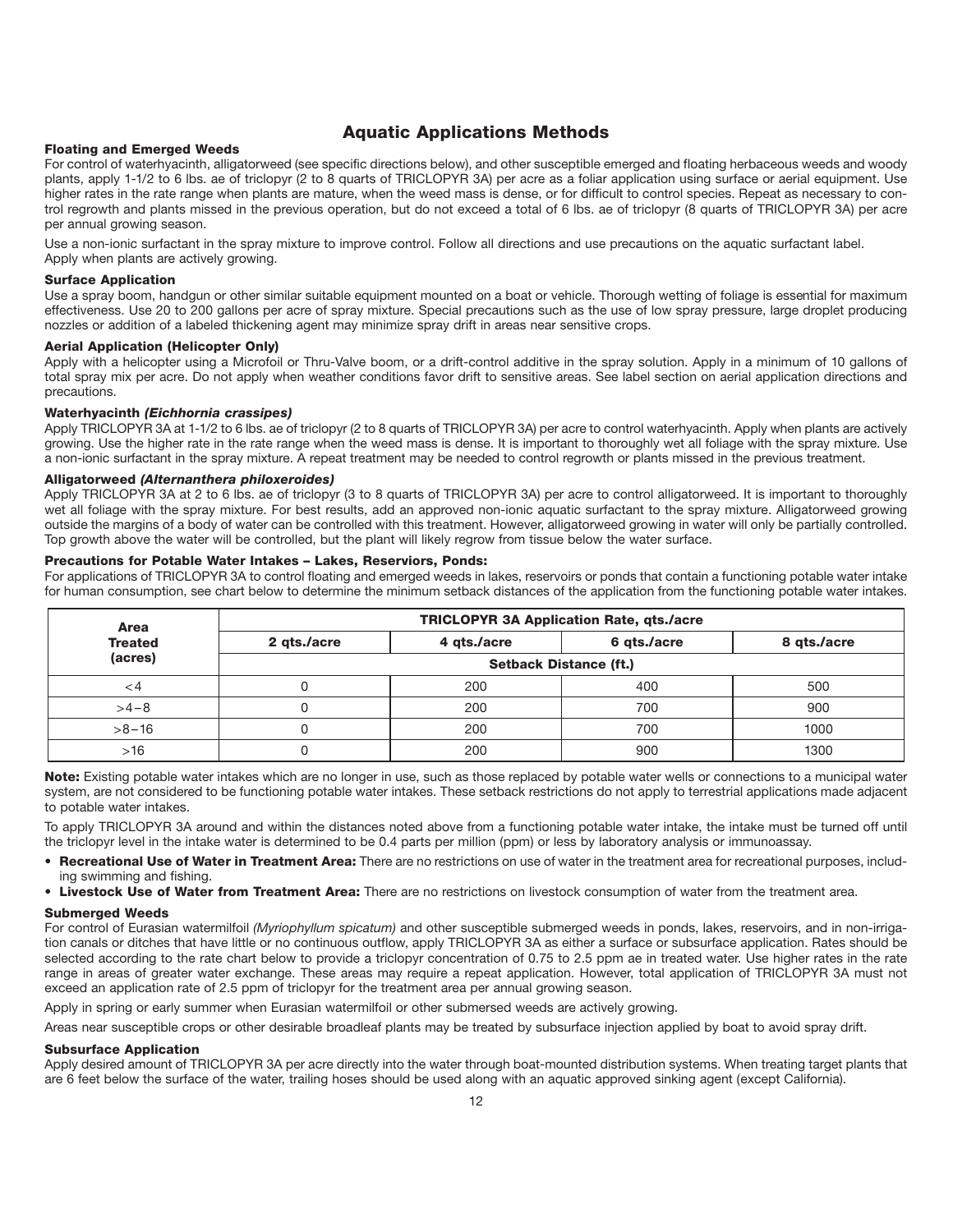# Aquatic Applications Methods

### Floating and Emerged Weeds

For control of waterhyacinth, alligatorweed (see specific directions below), and other susceptible emerged and floating herbaceous weeds and woody plants, apply 1-1/2 to 6 lbs. ae of triclopyr (2 to 8 quarts of TRICLOPYR 3A) per acre as a foliar application using surface or aerial equipment. Use higher rates in the rate range when plants are mature, when the weed mass is dense, or for difficult to control species. Repeat as necessary to control regrowth and plants missed in the previous operation, but do not exceed a total of 6 lbs. ae of triclopyr (8 quarts of TRICLOPYR 3A) per acre per annual growing season.

Use a non-ionic surfactant in the spray mixture to improve control. Follow all directions and use precautions on the aquatic surfactant label. Apply when plants are actively growing.

### Surface Application

Use a spray boom, handgun or other similar suitable equipment mounted on a boat or vehicle. Thorough wetting of foliage is essential for maximum effectiveness. Use 20 to 200 gallons per acre of spray mixture. Special precautions such as the use of low spray pressure, large droplet producing nozzles or addition of a labeled thickening agent may minimize spray drift in areas near sensitive crops.

### Aerial Application (Helicopter Only)

Apply with a helicopter using a Microfoil or Thru-Valve boom, or a drift-control additive in the spray solution. Apply in a minimum of 10 gallons of total spray mix per acre. Do not apply when weather conditions favor drift to sensitive areas. See label section on aerial application directions and precautions.

### Waterhyacinth *(Eichhornia crassipes)*

Apply TRICLOPYR 3A at 1-1/2 to 6 lbs. ae of triclopyr (2 to 8 quarts of TRICLOPYR 3A) per acre to control waterhyacinth. Apply when plants are actively growing. Use the higher rate in the rate range when the weed mass is dense. It is important to thoroughly wet all foliage with the spray mixture. Use a non-ionic surfactant in the spray mixture. A repeat treatment may be needed to control regrowth or plants missed in the previous treatment.

### Alligatorweed *(Alternanthera philoxeroides)*

Apply TRICLOPYR 3A at 2 to 6 lbs. ae of triclopyr (3 to 8 quarts of TRICLOPYR 3A) per acre to control alligatorweed. It is important to thoroughly wet all foliage with the spray mixture. For best results, add an approved non-ionic aquatic surfactant to the spray mixture. Alligatorweed growing outside the margins of a body of water can be controlled with this treatment. However, alligatorweed growing in water will only be partially controlled. Top growth above the water will be controlled, but the plant will likely regrow from tissue below the water surface.

### Precautions for Potable Water Intakes – Lakes, Reserviors, Ponds:

For applications of TRICLOPYR 3A to control floating and emerged weeds in lakes, reservoirs or ponds that contain a functioning potable water intake for human consumption, see chart below to determine the minimum setback distances of the application from the functioning potable water intakes.

| Area Treated (acres) | TRICLOPYR 3A Application Rate, qts./acre | | | |
|---|---|---|---|---|
| | 2 qts./acre | 4 qts./acre | 6 qts./acre | 8 qts./acre |
| | Setback Distance (ft.) | | | |
| <4 | 0 | 200 | 400 | 500 |
| >4–8 | 0 | 200 | 700 | 900 |
| >8–16 | 0 | 200 | 700 | 1000 |
| >16 | 0 | 200 | 900 | 1300 |

**Note:** Existing potable water intakes which are no longer in use, such as those replaced by potable water wells or connections to a municipal water system, are not considered to be functioning potable water intakes. These setback restrictions do not apply to terrestrial applications made adjacent to potable water intakes.

To apply TRICLOPYR 3A around and within the distances noted above from a functioning potable water intake, the intake must be turned off until the triclopyr level in the intake water is determined to be 0.4 parts per million (ppm) or less by laboratory analysis or immunoassay.

- **Recreational Use of Water in Treatment Area:** There are no restrictions on use of water in the treatment area for recreational purposes, including swimming and fishing.
- **Livestock Use of Water from Treatment Area:** There are no restrictions on livestock consumption of water from the treatment area.

### Submerged Weeds

For control of Eurasian watermilfoil *(Myriophyllum spicatum)* and other susceptible submerged weeds in ponds, lakes, reservoirs, and in non-irrigation canals or ditches that have little or no continuous outflow, apply TRICLOPYR 3A as either a surface or subsurface application. Rates should be selected according to the rate chart below to provide a triclopyr concentration of 0.75 to 2.5 ppm ae in treated water. Use higher rates in the rate range in areas of greater water exchange. These areas may require a repeat application. However, total application of TRICLOPYR 3A must not exceed an application rate of 2.5 ppm of triclopyr for the treatment area per annual growing season.

Apply in spring or early summer when Eurasian watermilfoil or other submersed weeds are actively growing.

Areas near susceptible crops or other desirable broadleaf plants may be treated by subsurface injection applied by boat to avoid spray drift.

### Subsurface Application

Apply desired amount of TRICLOPYR 3A per acre directly into the water through boat-mounted distribution systems. When treating target plants that are 6 feet below the surface of the water, trailing hoses should be used along with an aquatic approved sinking agent (except California).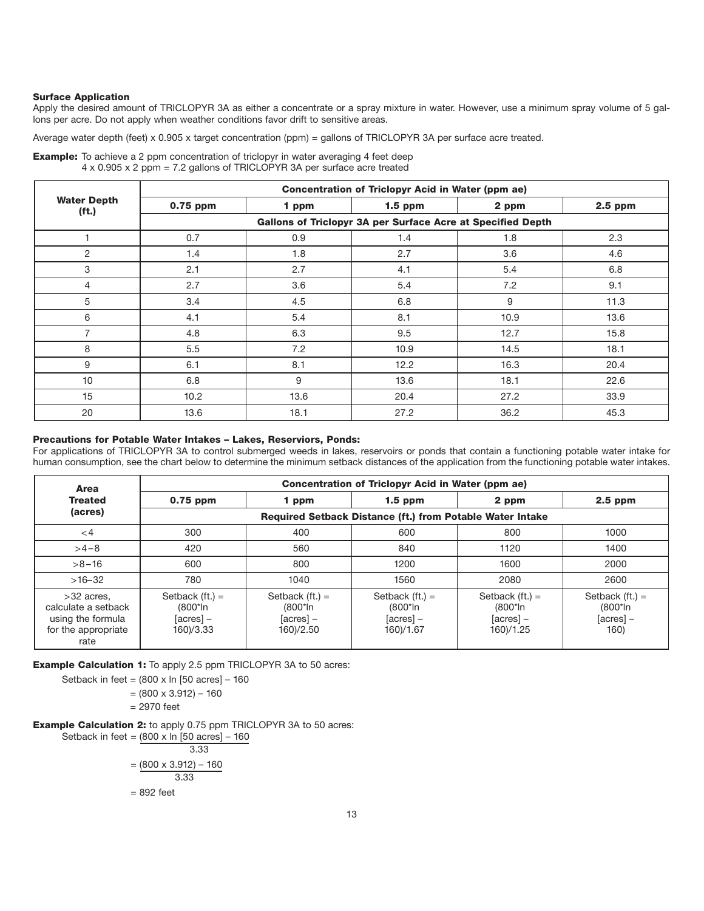### Surface Application

Apply the desired amount of TRICLOPYR 3A as either a concentrate or a spray mixture in water. However, use a minimum spray volume of 5 gallons per acre. Do not apply when weather conditions favor drift to sensitive areas.

Average water depth (feet) x 0.905 x target concentration (ppm) = gallons of TRICLOPYR 3A per surface acre treated.

**Example:** To achieve a 2 ppm concentration of triclopyr in water averaging 4 feet deep
4 x 0.905 x 2 ppm = 7.2 gallons of TRICLOPYR 3A per surface acre treated

| Water Depth (ft.) | Concentration of Triclopyr Acid in Water (ppm ae) | | | | |
|---|---|---|---|---|---|
| | 0.75 ppm | 1 ppm | 1.5 ppm | 2 ppm | 2.5 ppm |
| | Gallons of Triclopyr 3A per Surface Acre at Specified Depth | | | | |
| 1 | 0.7 | 0.9 | 1.4 | 1.8 | 2.3 |
| 2 | 1.4 | 1.8 | 2.7 | 3.6 | 4.6 |
| 3 | 2.1 | 2.7 | 4.1 | 5.4 | 6.8 |
| 4 | 2.7 | 3.6 | 5.4 | 7.2 | 9.1 |
| 5 | 3.4 | 4.5 | 6.8 | 9 | 11.3 |
| 6 | 4.1 | 5.4 | 8.1 | 10.9 | 13.6 |
| 7 | 4.8 | 6.3 | 9.5 | 12.7 | 15.8 |
| 8 | 5.5 | 7.2 | 10.9 | 14.5 | 18.1 |
| 9 | 6.1 | 8.1 | 12.2 | 16.3 | 20.4 |
| 10 | 6.8 | 9 | 13.6 | 18.1 | 22.6 |
| 15 | 10.2 | 13.6 | 20.4 | 27.2 | 33.9 |
| 20 | 13.6 | 18.1 | 27.2 | 36.2 | 45.3 |

### Precautions for Potable Water Intakes – Lakes, Reserviors, Ponds:

For applications of TRICLOPYR 3A to control submerged weeds in lakes, reservoirs or ponds that contain a functioning potable water intake for human consumption, see the chart below to determine the minimum setback distances of the application from the functioning potable water intakes.

| Area Treated (acres) | Concentration of Triclopyr Acid in Water (ppm ae) | | | | |
|---|---|---|---|---|---|
| | 0.75 ppm | 1 ppm | 1.5 ppm | 2 ppm | 2.5 ppm |
| | Required Setback Distance (ft.) from Potable Water Intake | | | | |
| <4 | 300 | 400 | 600 | 800 | 1000 |
| >4–8 | 420 | 560 | 840 | 1120 | 1400 |
| >8–16 | 600 | 800 | 1200 | 1600 | 2000 |
| >16–32 | 780 | 1040 | 1560 | 2080 | 2600 |
| >32 acres, calculate a setback using the formula for the appropriate rate | Setback (ft.) = (800*ln [acres] – 160)/3.33 | Setback (ft.) = (800*ln [acres] – 160)/2.50 | Setback (ft.) = (800*ln [acres] – 160)/1.67 | Setback (ft.) = (800*ln [acres] – 160)/1.25 | Setback (ft.) = (800*ln [acres] – 160) |

**Example Calculation 1:** To apply 2.5 ppm TRICLOPYR 3A to 50 acres:

Setback in feet = (800 x ln [50 acres] – 160
= (800 x 3.912) – 160
= 2970 feet

**Example Calculation 2:** to apply 0.75 ppm TRICLOPYR 3A to 50 acres:

$$\text{Setback in feet} = \frac{(800 \times \ln [50 \text{ acres}] - 160}{3.33}$$

$$= \frac{(800 \times 3.912) - 160}{3.33}$$

= 892 feet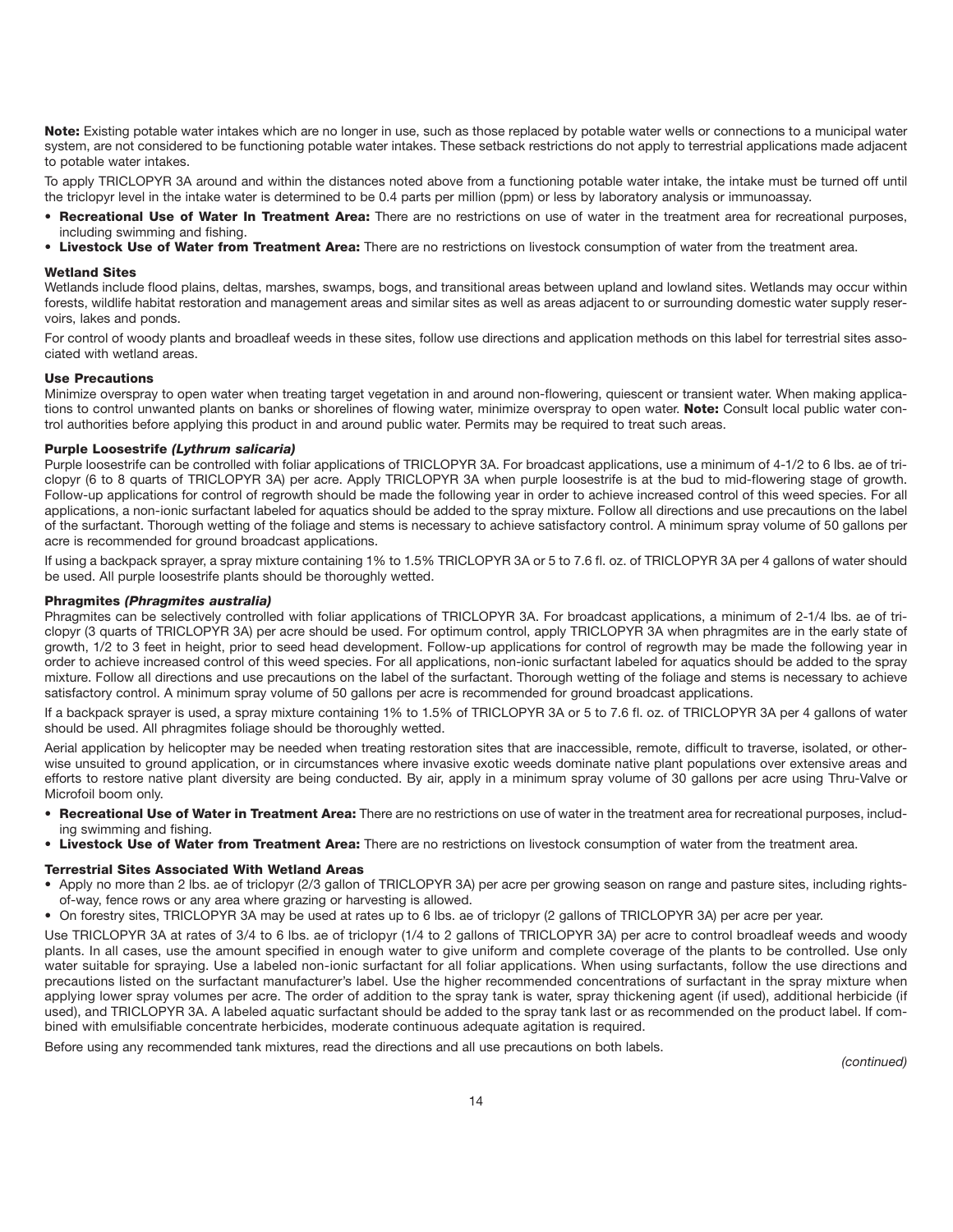**Note:** Existing potable water intakes which are no longer in use, such as those replaced by potable water wells or connections to a municipal water system, are not considered to be functioning potable water intakes. These setback restrictions do not apply to terrestrial applications made adjacent to potable water intakes.

To apply TRICLOPYR 3A around and within the distances noted above from a functioning potable water intake, the intake must be turned off until the triclopyr level in the intake water is determined to be 0.4 parts per million (ppm) or less by laboratory analysis or immunoassay.

- **Recreational Use of Water In Treatment Area:** There are no restrictions on use of water in the treatment area for recreational purposes, including swimming and fishing.
- **Livestock Use of Water from Treatment Area:** There are no restrictions on livestock consumption of water from the treatment area.

### Wetland Sites

Wetlands include flood plains, deltas, marshes, swamps, bogs, and transitional areas between upland and lowland sites. Wetlands may occur within forests, wildlife habitat restoration and management areas and similar sites as well as areas adjacent to or surrounding domestic water supply reservoirs, lakes and ponds.

For control of woody plants and broadleaf weeds in these sites, follow use directions and application methods on this label for terrestrial sites associated with wetland areas.

### Use Precautions

Minimize overspray to open water when treating target vegetation in and around non-flowering, quiescent or transient water. When making applications to control unwanted plants on banks or shorelines of flowing water, minimize overspray to open water. **Note:** Consult local public water control authorities before applying this product in and around public water. Permits may be required to treat such areas.

### Purple Loosestrife *(Lythrum salicaria)*

Purple loosestrife can be controlled with foliar applications of TRICLOPYR 3A. For broadcast applications, use a minimum of 4-1/2 to 6 lbs. ae of triclopyr (6 to 8 quarts of TRICLOPYR 3A) per acre. Apply TRICLOPYR 3A when purple loosestrife is at the bud to mid-flowering stage of growth. Follow-up applications for control of regrowth should be made the following year in order to achieve increased control of this weed species. For all applications, a non-ionic surfactant labeled for aquatics should be added to the spray mixture. Follow all directions and use precautions on the label of the surfactant. Thorough wetting of the foliage and stems is necessary to achieve satisfactory control. A minimum spray volume of 50 gallons per acre is recommended for ground broadcast applications.

If using a backpack sprayer, a spray mixture containing 1% to 1.5% TRICLOPYR 3A or 5 to 7.6 fl. oz. of TRICLOPYR 3A per 4 gallons of water should be used. All purple loosestrife plants should be thoroughly wetted.

### Phragmites *(Phragmites australia)*

Phragmites can be selectively controlled with foliar applications of TRICLOPYR 3A. For broadcast applications, a minimum of 2-1/4 lbs. ae of triclopyr (3 quarts of TRICLOPYR 3A) per acre should be used. For optimum control, apply TRICLOPYR 3A when phragmites are in the early state of growth, 1/2 to 3 feet in height, prior to seed head development. Follow-up applications for control of regrowth may be made the following year in order to achieve increased control of this weed species. For all applications, non-ionic surfactant labeled for aquatics should be added to the spray mixture. Follow all directions and use precautions on the label of the surfactant. Thorough wetting of the foliage and stems is necessary to achieve satisfactory control. A minimum spray volume of 50 gallons per acre is recommended for ground broadcast applications.

If a backpack sprayer is used, a spray mixture containing 1% to 1.5% of TRICLOPYR 3A or 5 to 7.6 fl. oz. of TRICLOPYR 3A per 4 gallons of water should be used. All phragmites foliage should be thoroughly wetted.

Aerial application by helicopter may be needed when treating restoration sites that are inaccessible, remote, difficult to traverse, isolated, or otherwise unsuited to ground application, or in circumstances where invasive exotic weeds dominate native plant populations over extensive areas and efforts to restore native plant diversity are being conducted. By air, apply in a minimum spray volume of 30 gallons per acre using Thru-Valve or Microfoil boom only.

- **Recreational Use of Water in Treatment Area:** There are no restrictions on use of water in the treatment area for recreational purposes, including swimming and fishing.
- **Livestock Use of Water from Treatment Area:** There are no restrictions on livestock consumption of water from the treatment area.

### Terrestrial Sites Associated With Wetland Areas

- Apply no more than 2 lbs. ae of triclopyr (2/3 gallon of TRICLOPYR 3A) per acre per growing season on range and pasture sites, including rights-of-way, fence rows or any area where grazing or harvesting is allowed.
- On forestry sites, TRICLOPYR 3A may be used at rates up to 6 lbs. ae of triclopyr (2 gallons of TRICLOPYR 3A) per acre per year.

Use TRICLOPYR 3A at rates of 3/4 to 6 lbs. ae of triclopyr (1/4 to 2 gallons of TRICLOPYR 3A) per acre to control broadleaf weeds and woody plants. In all cases, use the amount specified in enough water to give uniform and complete coverage of the plants to be controlled. Use only water suitable for spraying. Use a labeled non-ionic surfactant for all foliar applications. When using surfactants, follow the use directions and precautions listed on the surfactant manufacturer's label. Use the higher recommended concentrations of surfactant in the spray mixture when applying lower spray volumes per acre. The order of addition to the spray tank is water, spray thickening agent (if used), additional herbicide (if used), and TRICLOPYR 3A. A labeled aquatic surfactant should be added to the spray tank last or as recommended on the product label. If combined with emulsifiable concentrate herbicides, moderate continuous adequate agitation is required.

Before using any recommended tank mixtures, read the directions and all use precautions on both labels.

*(continued)*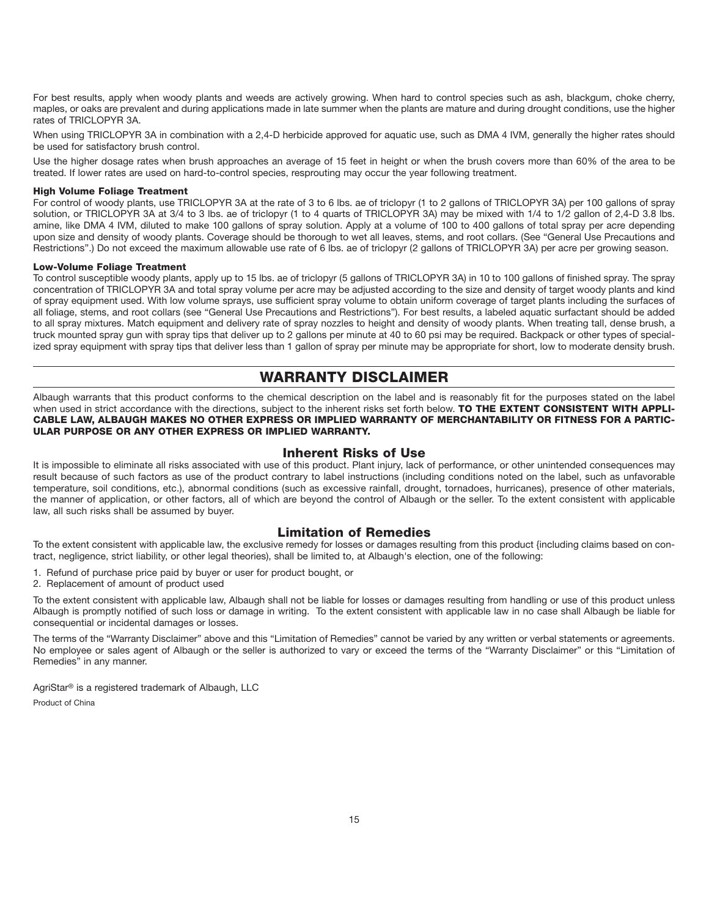For best results, apply when woody plants and weeds are actively growing. When hard to control species such as ash, blackgum, choke cherry, maples, or oaks are prevalent and during applications made in late summer when the plants are mature and during drought conditions, use the higher rates of TRICLOPYR 3A.

When using TRICLOPYR 3A in combination with a 2,4-D herbicide approved for aquatic use, such as DMA 4 IVM, generally the higher rates should be used for satisfactory brush control.

Use the higher dosage rates when brush approaches an average of 15 feet in height or when the brush covers more than 60% of the area to be treated. If lower rates are used on hard-to-control species, resprouting may occur the year following treatment.

**High Volume Foliage Treatment**

For control of woody plants, use TRICLOPYR 3A at the rate of 3 to 6 lbs. ae of triclopyr (1 to 2 gallons of TRICLOPYR 3A) per 100 gallons of spray solution, or TRICLOPYR 3A at 3/4 to 3 lbs. ae of triclopyr (1 to 4 quarts of TRICLOPYR 3A) may be mixed with 1/4 to 1/2 gallon of 2,4-D 3.8 lbs. amine, like DMA 4 IVM, diluted to make 100 gallons of spray solution. Apply at a volume of 100 to 400 gallons of total spray per acre depending upon size and density of woody plants. Coverage should be thorough to wet all leaves, stems, and root collars. (See "General Use Precautions and Restrictions".) Do not exceed the maximum allowable use rate of 6 lbs. ae of triclopyr (2 gallons of TRICLOPYR 3A) per acre per growing season.

**Low-Volume Foliage Treatment**

To control susceptible woody plants, apply up to 15 lbs. ae of triclopyr (5 gallons of TRICLOPYR 3A) in 10 to 100 gallons of finished spray. The spray concentration of TRICLOPYR 3A and total spray volume per acre may be adjusted according to the size and density of target woody plants and kind of spray equipment used. With low volume sprays, use sufficient spray volume to obtain uniform coverage of target plants including the surfaces of all foliage, stems, and root collars (see "General Use Precautions and Restrictions"). For best results, a labeled aquatic surfactant should be added to all spray mixtures. Match equipment and delivery rate of spray nozzles to height and density of woody plants. When treating tall, dense brush, a truck mounted spray gun with spray tips that deliver up to 2 gallons per minute at 40 to 60 psi may be required. Backpack or other types of specialized spray equipment with spray tips that deliver less than 1 gallon of spray per minute may be appropriate for short, low to moderate density brush.

## WARRANTY DISCLAIMER

Albaugh warrants that this product conforms to the chemical description on the label and is reasonably fit for the purposes stated on the label when used in strict accordance with the directions, subject to the inherent risks set forth below. **TO THE EXTENT CONSISTENT WITH APPLICABLE LAW, ALBAUGH MAKES NO OTHER EXPRESS OR IMPLIED WARRANTY OF MERCHANTABILITY OR FITNESS FOR A PARTICULAR PURPOSE OR ANY OTHER EXPRESS OR IMPLIED WARRANTY.**

### Inherent Risks of Use

It is impossible to eliminate all risks associated with use of this product. Plant injury, lack of performance, or other unintended consequences may result because of such factors as use of the product contrary to label instructions (including conditions noted on the label, such as unfavorable temperature, soil conditions, etc.), abnormal conditions (such as excessive rainfall, drought, tornadoes, hurricanes), presence of other materials, the manner of application, or other factors, all of which are beyond the control of Albaugh or the seller. To the extent consistent with applicable law, all such risks shall be assumed by buyer.

### Limitation of Remedies

To the extent consistent with applicable law, the exclusive remedy for losses or damages resulting from this product {including claims based on contract, negligence, strict liability, or other legal theories), shall be limited to, at Albaugh's election, one of the following:

1. Refund of purchase price paid by buyer or user for product bought, or
2. Replacement of amount of product used

To the extent consistent with applicable law, Albaugh shall not be liable for losses or damages resulting from handling or use of this product unless Albaugh is promptly notified of such loss or damage in writing. To the extent consistent with applicable law in no case shall Albaugh be liable for consequential or incidental damages or losses.

The terms of the "Warranty Disclaimer" above and this "Limitation of Remedies" cannot be varied by any written or verbal statements or agreements. No employee or sales agent of Albaugh or the seller is authorized to vary or exceed the terms of the "Warranty Disclaimer" or this "Limitation of Remedies" in any manner.

AgriStar® is a registered trademark of Albaugh, LLC

Product of China